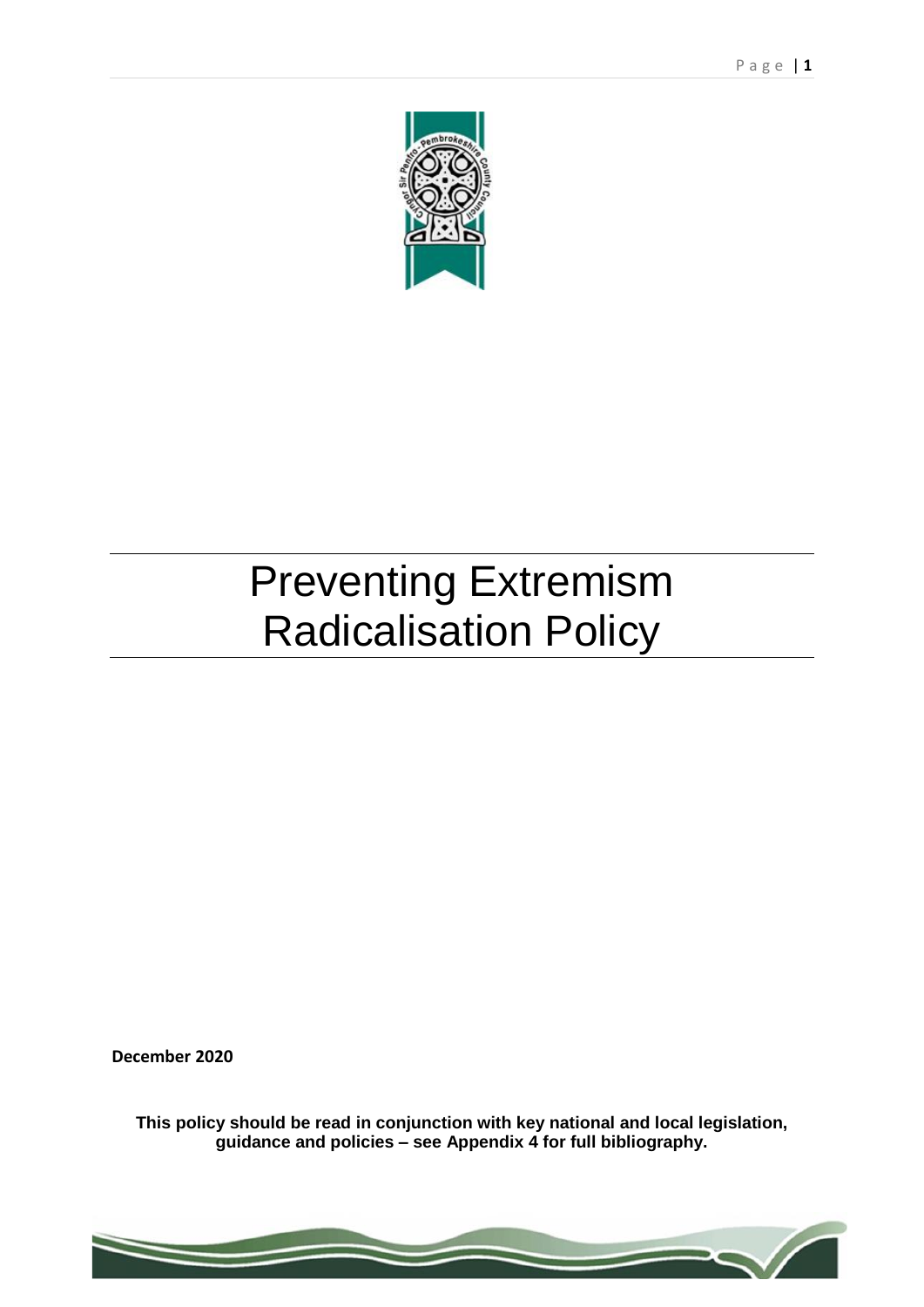# Preventing Extremism Radicalisation Policy

**December 2020**

**This policy should be read in conjunction with key national and local legislation, guidance and policies – see Appendix 4 for full bibliography.**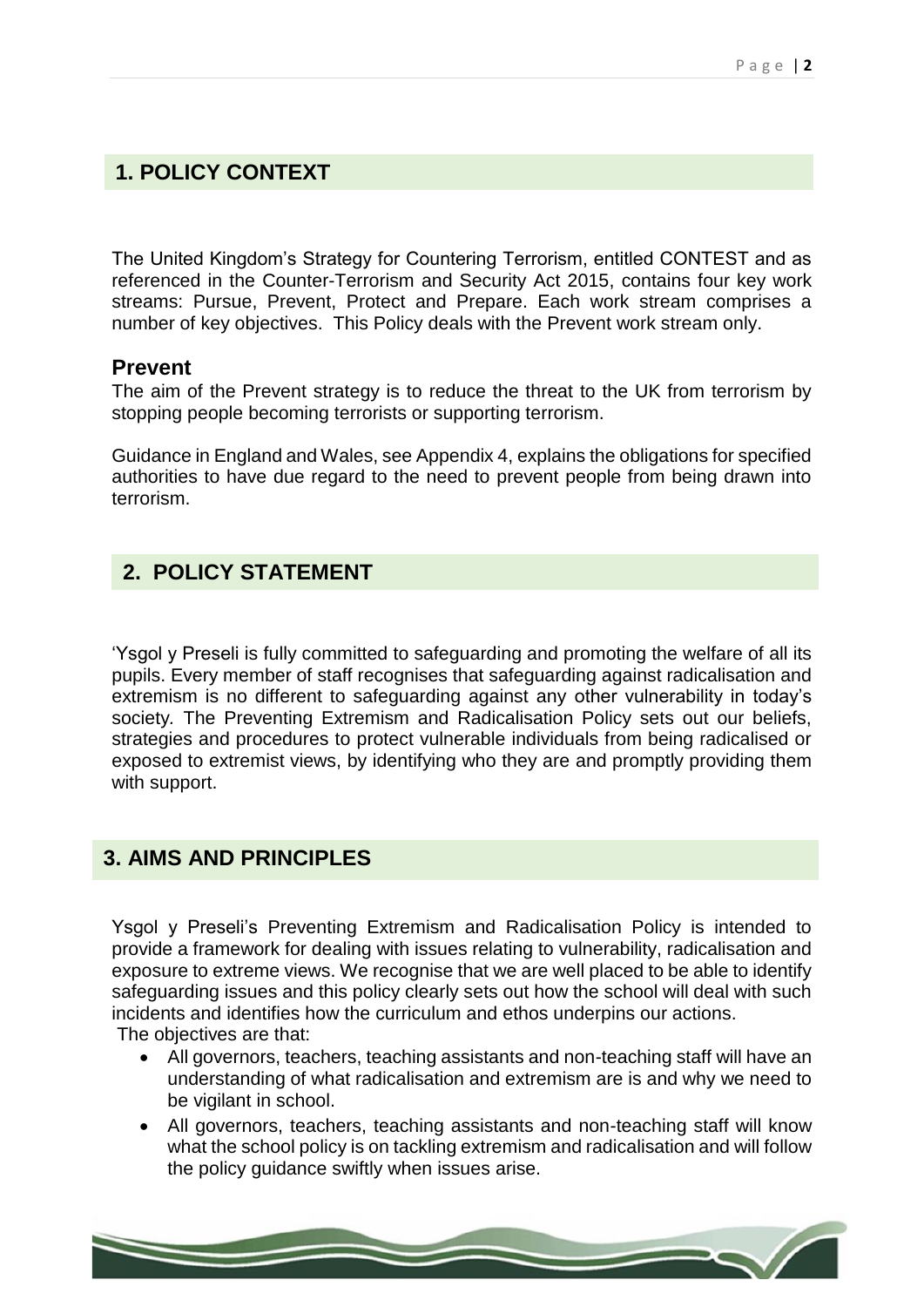## 1. POLICY CONTEXT

The United Kingdom's Strategy for Countering Terrorism, entitled CONTEST and as referenced in the Counter-Terrorism and Security Act 2015, contains four key work streams: Pursue, Prevent, Protect and Prepare. Each work stream comprises a number of key objectives. This Policy deals with the Prevent work stream only.

### Prevent

The aim of the Prevent strategy is to reduce the threat to the UK from terrorism by stopping people becoming terrorists or supporting terrorism.

Guidance in England and Wales, see Appendix 4, explains the obligations for specified authorities to have due regard to the need to prevent people from being drawn into terrorism.

## 2. POLICY STATEMENT

'Ysgol y Preseli is fully committed to safeguarding and promoting the welfare of all its pupils. Every member of staff recognises that safeguarding against radicalisation and extremism is no different to safeguarding against any other vulnerability in today's society. The Preventing Extremism and Radicalisation Policy sets out our beliefs, strategies and procedures to protect vulnerable individuals from being radicalised or exposed to extremist views, by identifying who they are and promptly providing them with support.

## 3. AIMS AND PRINCIPLES

Ysgol y Preseli's Preventing Extremism and Radicalisation Policy is intended to provide a framework for dealing with issues relating to vulnerability, radicalisation and exposure to extreme views. We recognise that we are well placed to be able to identify safeguarding issues and this policy clearly sets out how the school will deal with such incidents and identifies how the curriculum and ethos underpins our actions.

The objectives are that:

- All governors, teachers, teaching assistants and non-teaching staff will have an understanding of what radicalisation and extremism are is and why we need to be vigilant in school.
- All governors, teachers, teaching assistants and non-teaching staff will know what the school policy is on tackling extremism and radicalisation and will follow the policy guidance swiftly when issues arise.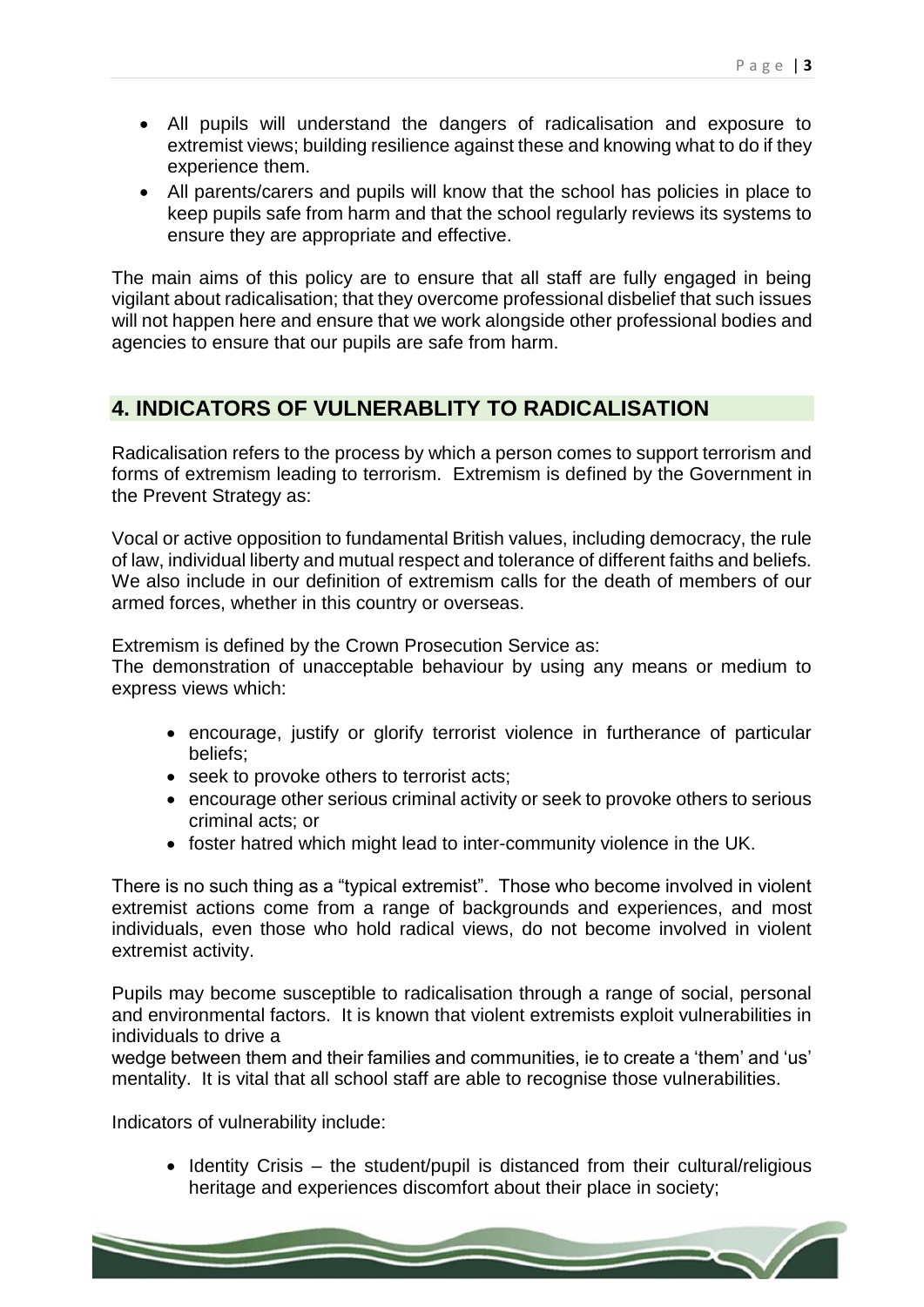- All pupils will understand the dangers of radicalisation and exposure to extremist views; building resilience against these and knowing what to do if they experience them.
- All parents/carers and pupils will know that the school has policies in place to keep pupils safe from harm and that the school regularly reviews its systems to ensure they are appropriate and effective.

The main aims of this policy are to ensure that all staff are fully engaged in being vigilant about radicalisation; that they overcome professional disbelief that such issues will not happen here and ensure that we work alongside other professional bodies and agencies to ensure that our pupils are safe from harm.

## 4. INDICATORS OF VULNERABLITY TO RADICALISATION

Radicalisation refers to the process by which a person comes to support terrorism and forms of extremism leading to terrorism. Extremism is defined by the Government in the Prevent Strategy as:

Vocal or active opposition to fundamental British values, including democracy, the rule of law, individual liberty and mutual respect and tolerance of different faiths and beliefs. We also include in our definition of extremism calls for the death of members of our armed forces, whether in this country or overseas.

Extremism is defined by the Crown Prosecution Service as:
The demonstration of unacceptable behaviour by using any means or medium to express views which:

- encourage, justify or glorify terrorist violence in furtherance of particular beliefs;
- seek to provoke others to terrorist acts;
- encourage other serious criminal activity or seek to provoke others to serious criminal acts; or
- foster hatred which might lead to inter-community violence in the UK.

There is no such thing as a "typical extremist". Those who become involved in violent extremist actions come from a range of backgrounds and experiences, and most individuals, even those who hold radical views, do not become involved in violent extremist activity.

Pupils may become susceptible to radicalisation through a range of social, personal and environmental factors. It is known that violent extremists exploit vulnerabilities in individuals to drive a
wedge between them and their families and communities, ie to create a 'them' and 'us' mentality. It is vital that all school staff are able to recognise those vulnerabilities.

Indicators of vulnerability include:

- Identity Crisis – the student/pupil is distanced from their cultural/religious heritage and experiences discomfort about their place in society;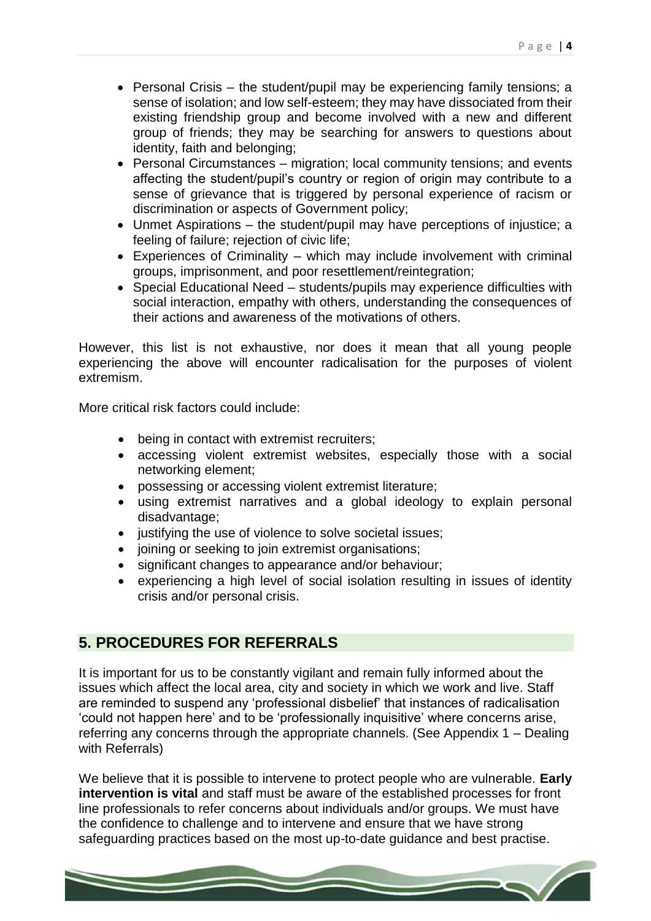- Personal Crisis – the student/pupil may be experiencing family tensions; a sense of isolation; and low self-esteem; they may have dissociated from their existing friendship group and become involved with a new and different group of friends; they may be searching for answers to questions about identity, faith and belonging;
- Personal Circumstances – migration; local community tensions; and events affecting the student/pupil's country or region of origin may contribute to a sense of grievance that is triggered by personal experience of racism or discrimination or aspects of Government policy;
- Unmet Aspirations – the student/pupil may have perceptions of injustice; a feeling of failure; rejection of civic life;
- Experiences of Criminality – which may include involvement with criminal groups, imprisonment, and poor resettlement/reintegration;
- Special Educational Need – students/pupils may experience difficulties with social interaction, empathy with others, understanding the consequences of their actions and awareness of the motivations of others.

However, this list is not exhaustive, nor does it mean that all young people experiencing the above will encounter radicalisation for the purposes of violent extremism.

More critical risk factors could include:

- being in contact with extremist recruiters;
- accessing violent extremist websites, especially those with a social networking element;
- possessing or accessing violent extremist literature;
- using extremist narratives and a global ideology to explain personal disadvantage;
- justifying the use of violence to solve societal issues;
- joining or seeking to join extremist organisations;
- significant changes to appearance and/or behaviour;
- experiencing a high level of social isolation resulting in issues of identity crisis and/or personal crisis.

## 5. PROCEDURES FOR REFERRALS

It is important for us to be constantly vigilant and remain fully informed about the issues which affect the local area, city and society in which we work and live. Staff are reminded to suspend any 'professional disbelief' that instances of radicalisation 'could not happen here' and to be 'professionally inquisitive' where concerns arise, referring any concerns through the appropriate channels. (See Appendix 1 – Dealing with Referrals)

We believe that it is possible to intervene to protect people who are vulnerable. **Early intervention is vital** and staff must be aware of the established processes for front line professionals to refer concerns about individuals and/or groups. We must have the confidence to challenge and to intervene and ensure that we have strong safeguarding practices based on the most up-to-date guidance and best practise.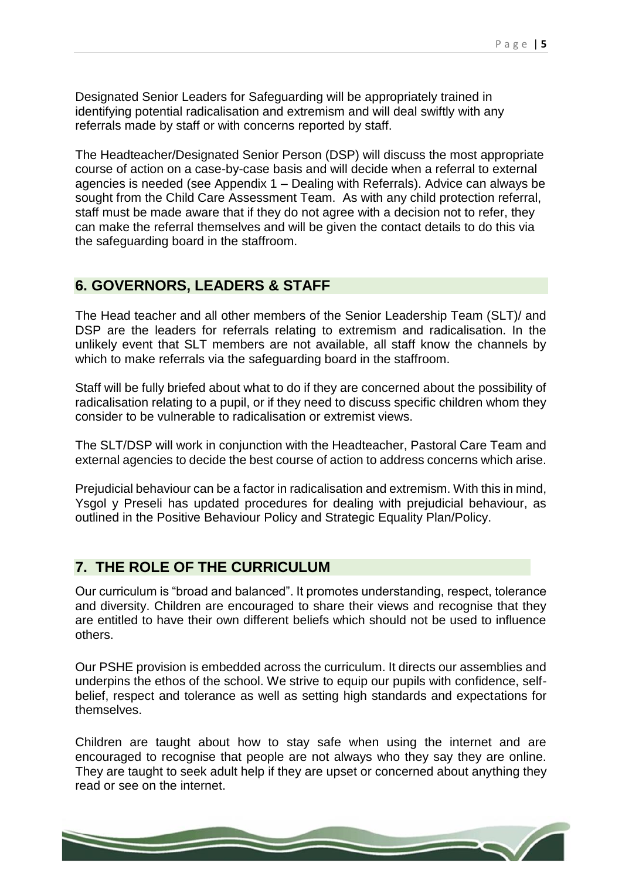Designated Senior Leaders for Safeguarding will be appropriately trained in identifying potential radicalisation and extremism and will deal swiftly with any referrals made by staff or with concerns reported by staff.

The Headteacher/Designated Senior Person (DSP) will discuss the most appropriate course of action on a case-by-case basis and will decide when a referral to external agencies is needed (see Appendix 1 – Dealing with Referrals). Advice can always be sought from the Child Care Assessment Team. As with any child protection referral, staff must be made aware that if they do not agree with a decision not to refer, they can make the referral themselves and will be given the contact details to do this via the safeguarding board in the staffroom.

## 6. GOVERNORS, LEADERS & STAFF

The Head teacher and all other members of the Senior Leadership Team (SLT)/ and DSP are the leaders for referrals relating to extremism and radicalisation. In the unlikely event that SLT members are not available, all staff know the channels by which to make referrals via the safeguarding board in the staffroom.

Staff will be fully briefed about what to do if they are concerned about the possibility of radicalisation relating to a pupil, or if they need to discuss specific children whom they consider to be vulnerable to radicalisation or extremist views.

The SLT/DSP will work in conjunction with the Headteacher, Pastoral Care Team and external agencies to decide the best course of action to address concerns which arise.

Prejudicial behaviour can be a factor in radicalisation and extremism. With this in mind, Ysgol y Preseli has updated procedures for dealing with prejudicial behaviour, as outlined in the Positive Behaviour Policy and Strategic Equality Plan/Policy.

## 7. THE ROLE OF THE CURRICULUM

Our curriculum is "broad and balanced". It promotes understanding, respect, tolerance and diversity. Children are encouraged to share their views and recognise that they are entitled to have their own different beliefs which should not be used to influence others.

Our PSHE provision is embedded across the curriculum. It directs our assemblies and underpins the ethos of the school. We strive to equip our pupils with confidence, self-belief, respect and tolerance as well as setting high standards and expectations for themselves.

Children are taught about how to stay safe when using the internet and are encouraged to recognise that people are not always who they say they are online. They are taught to seek adult help if they are upset or concerned about anything they read or see on the internet.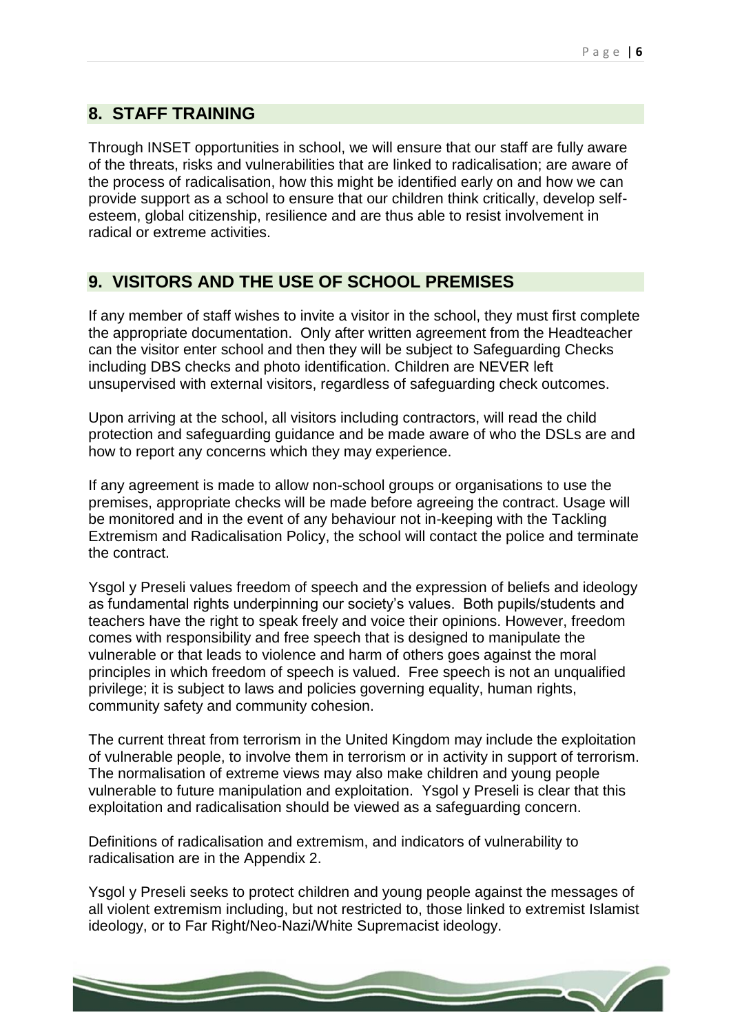## 8. STAFF TRAINING

Through INSET opportunities in school, we will ensure that our staff are fully aware of the threats, risks and vulnerabilities that are linked to radicalisation; are aware of the process of radicalisation, how this might be identified early on and how we can provide support as a school to ensure that our children think critically, develop self-esteem, global citizenship, resilience and are thus able to resist involvement in radical or extreme activities.

## 9. VISITORS AND THE USE OF SCHOOL PREMISES

If any member of staff wishes to invite a visitor in the school, they must first complete the appropriate documentation. Only after written agreement from the Headteacher can the visitor enter school and then they will be subject to Safeguarding Checks including DBS checks and photo identification. Children are NEVER left unsupervised with external visitors, regardless of safeguarding check outcomes.

Upon arriving at the school, all visitors including contractors, will read the child protection and safeguarding guidance and be made aware of who the DSLs are and how to report any concerns which they may experience.

If any agreement is made to allow non-school groups or organisations to use the premises, appropriate checks will be made before agreeing the contract. Usage will be monitored and in the event of any behaviour not in-keeping with the Tackling Extremism and Radicalisation Policy, the school will contact the police and terminate the contract.

Ysgol y Preseli values freedom of speech and the expression of beliefs and ideology as fundamental rights underpinning our society's values. Both pupils/students and teachers have the right to speak freely and voice their opinions. However, freedom comes with responsibility and free speech that is designed to manipulate the vulnerable or that leads to violence and harm of others goes against the moral principles in which freedom of speech is valued. Free speech is not an unqualified privilege; it is subject to laws and policies governing equality, human rights, community safety and community cohesion.

The current threat from terrorism in the United Kingdom may include the exploitation of vulnerable people, to involve them in terrorism or in activity in support of terrorism. The normalisation of extreme views may also make children and young people vulnerable to future manipulation and exploitation. Ysgol y Preseli is clear that this exploitation and radicalisation should be viewed as a safeguarding concern.

Definitions of radicalisation and extremism, and indicators of vulnerability to radicalisation are in the Appendix 2.

Ysgol y Preseli seeks to protect children and young people against the messages of all violent extremism including, but not restricted to, those linked to extremist Islamist ideology, or to Far Right/Neo-Nazi/White Supremacist ideology.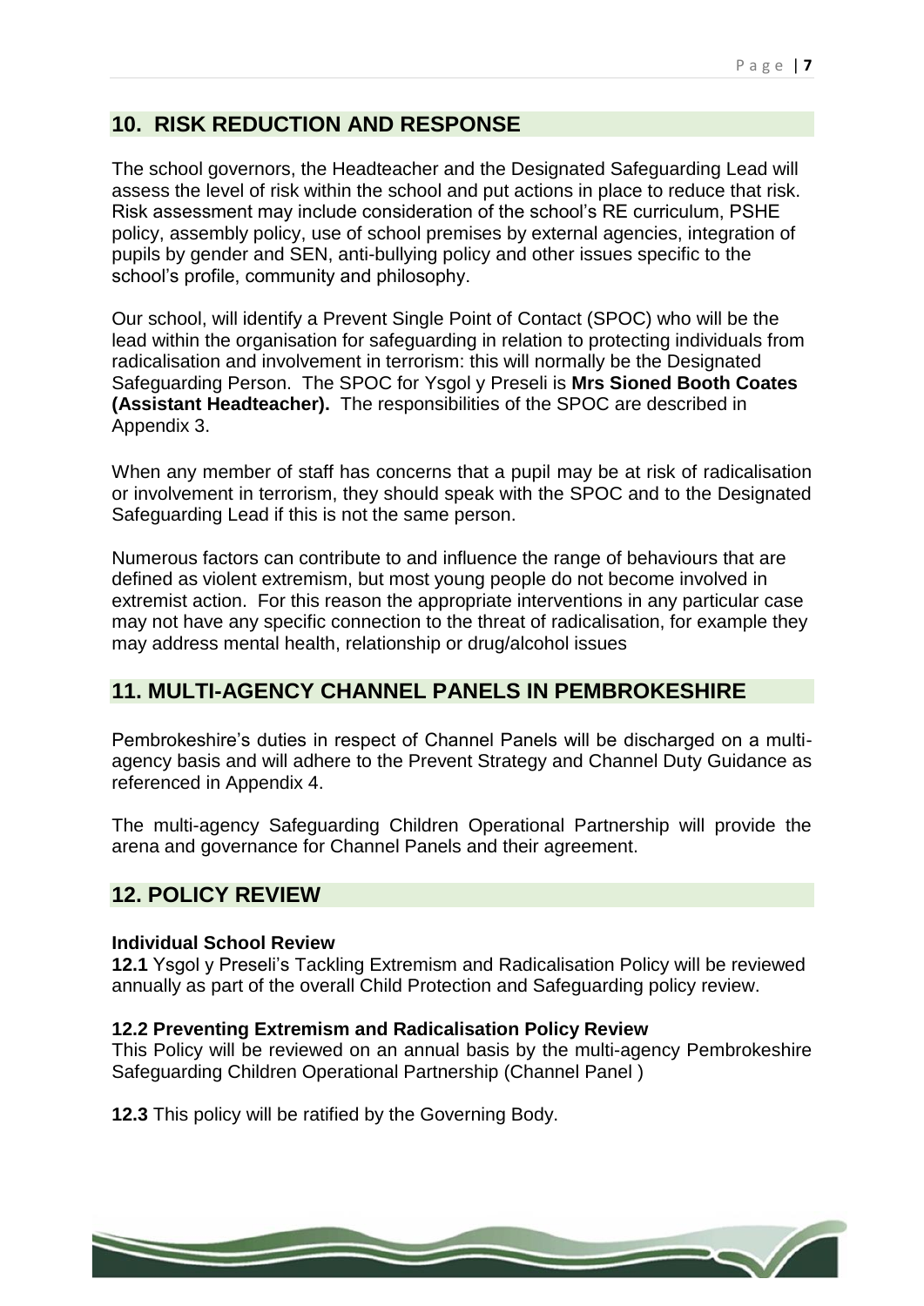## 10. RISK REDUCTION AND RESPONSE

The school governors, the Headteacher and the Designated Safeguarding Lead will assess the level of risk within the school and put actions in place to reduce that risk. Risk assessment may include consideration of the school's RE curriculum, PSHE policy, assembly policy, use of school premises by external agencies, integration of pupils by gender and SEN, anti-bullying policy and other issues specific to the school's profile, community and philosophy.

Our school, will identify a Prevent Single Point of Contact (SPOC) who will be the lead within the organisation for safeguarding in relation to protecting individuals from radicalisation and involvement in terrorism: this will normally be the Designated Safeguarding Person. The SPOC for Ysgol y Preseli is **Mrs Sioned Booth Coates (Assistant Headteacher).** The responsibilities of the SPOC are described in Appendix 3.

When any member of staff has concerns that a pupil may be at risk of radicalisation or involvement in terrorism, they should speak with the SPOC and to the Designated Safeguarding Lead if this is not the same person.

Numerous factors can contribute to and influence the range of behaviours that are defined as violent extremism, but most young people do not become involved in extremist action. For this reason the appropriate interventions in any particular case may not have any specific connection to the threat of radicalisation, for example they may address mental health, relationship or drug/alcohol issues

## 11. MULTI-AGENCY CHANNEL PANELS IN PEMBROKESHIRE

Pembrokeshire's duties in respect of Channel Panels will be discharged on a multi-agency basis and will adhere to the Prevent Strategy and Channel Duty Guidance as referenced in Appendix 4.

The multi-agency Safeguarding Children Operational Partnership will provide the arena and governance for Channel Panels and their agreement.

## 12. POLICY REVIEW

**Individual School Review**

**12.1** Ysgol y Preseli's Tackling Extremism and Radicalisation Policy will be reviewed annually as part of the overall Child Protection and Safeguarding policy review.

**12.2 Preventing Extremism and Radicalisation Policy Review**

This Policy will be reviewed on an annual basis by the multi-agency Pembrokeshire Safeguarding Children Operational Partnership (Channel Panel )

**12.3** This policy will be ratified by the Governing Body.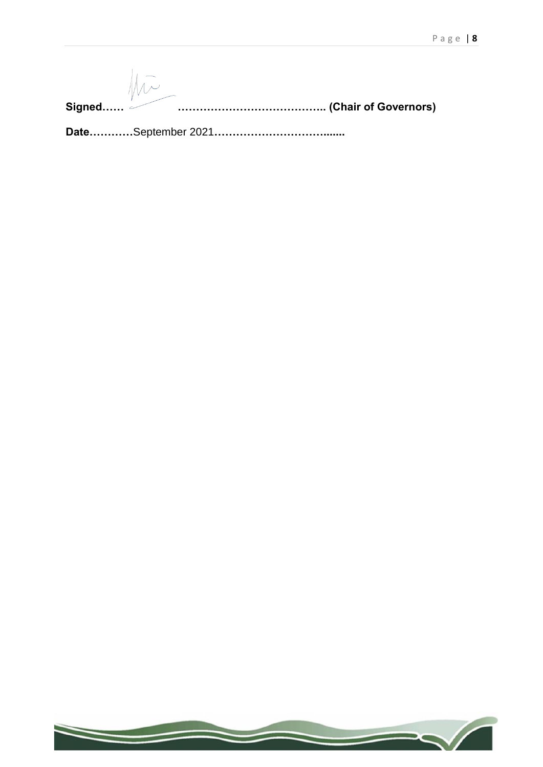**Signed……  ………………………………….. (Chair of Governors)**

**Date…………**September 2021**…………………………......**